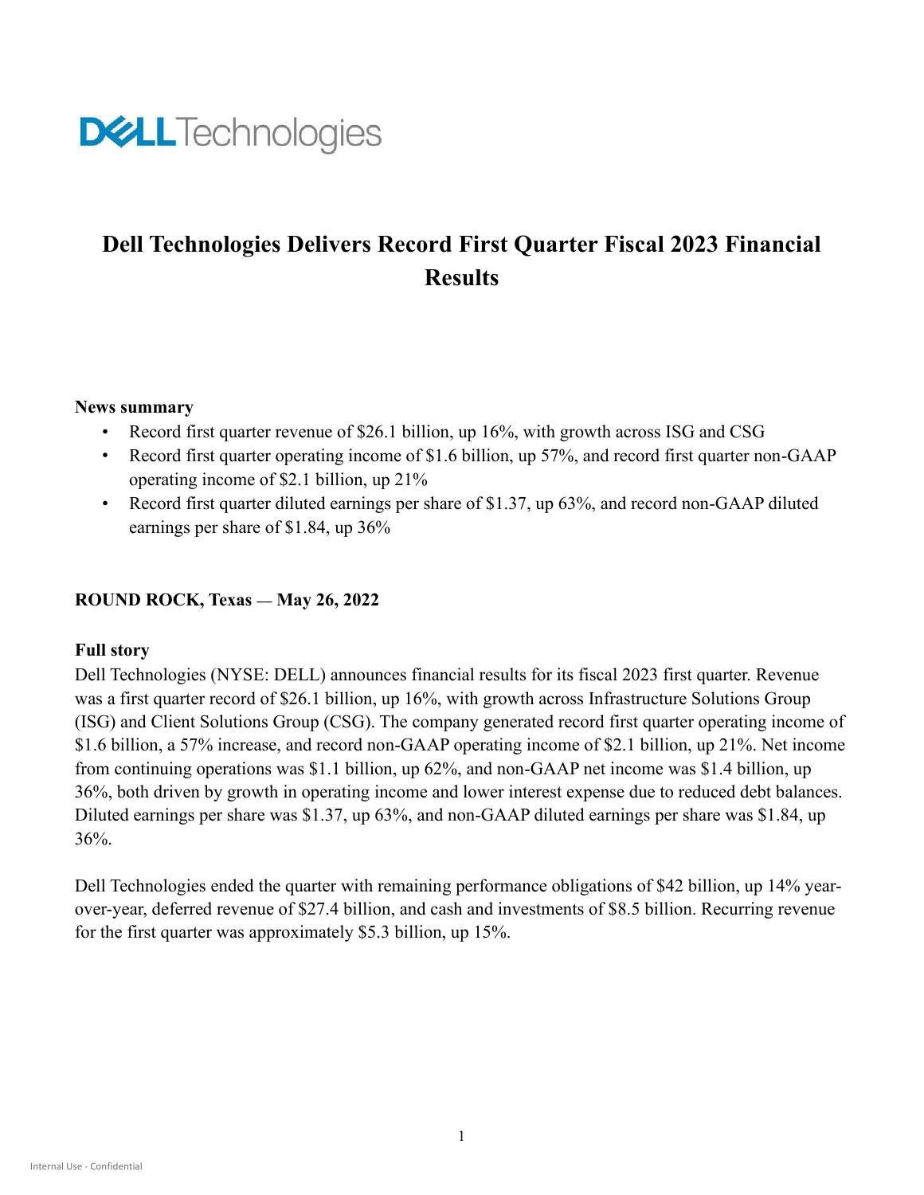DELL Technologies

# Dell Technologies Delivers Record First Quarter Fiscal 2023 Financial Results

**News summary**

- Record first quarter revenue of $26.1 billion, up 16%, with growth across ISG and CSG
- Record first quarter operating income of $1.6 billion, up 57%, and record first quarter non-GAAP operating income of $2.1 billion, up 21%
- Record first quarter diluted earnings per share of $1.37, up 63%, and record non-GAAP diluted earnings per share of $1.84, up 36%

**ROUND ROCK, Texas — May 26, 2022**

**Full story**

Dell Technologies (NYSE: DELL) announces financial results for its fiscal 2023 first quarter. Revenue was a first quarter record of $26.1 billion, up 16%, with growth across Infrastructure Solutions Group (ISG) and Client Solutions Group (CSG). The company generated record first quarter operating income of $1.6 billion, a 57% increase, and record non-GAAP operating income of $2.1 billion, up 21%. Net income from continuing operations was $1.1 billion, up 62%, and non-GAAP net income was $1.4 billion, up 36%, both driven by growth in operating income and lower interest expense due to reduced debt balances. Diluted earnings per share was $1.37, up 63%, and non-GAAP diluted earnings per share was $1.84, up 36%.

Dell Technologies ended the quarter with remaining performance obligations of $42 billion, up 14% year-over-year, deferred revenue of $27.4 billion, and cash and investments of $8.5 billion. Recurring revenue for the first quarter was approximately $5.3 billion, up 15%.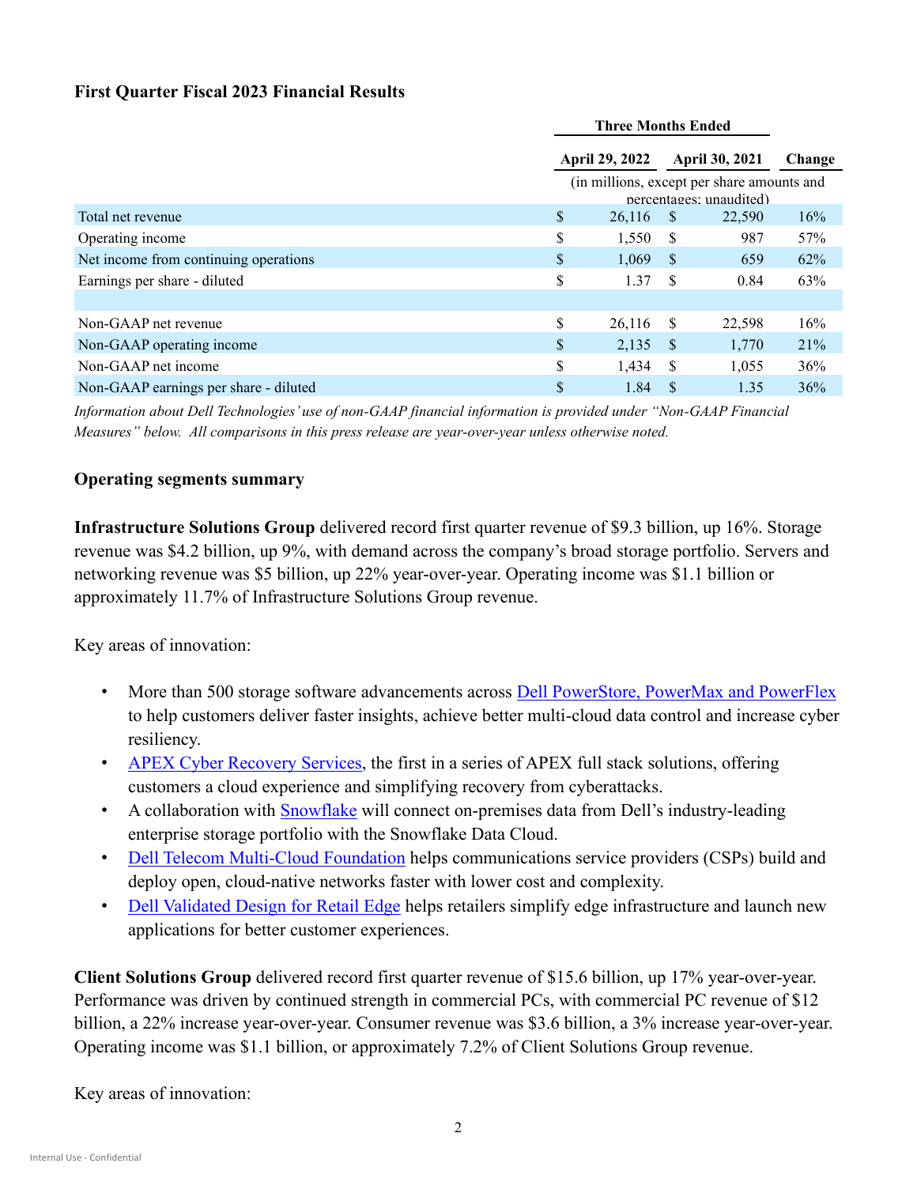### First Quarter Fiscal 2023 Financial Results

| | Three Months Ended | | |
|---|---|---|---|
| | April 29, 2022 | April 30, 2021 | Change |
| | (in millions, except per share amounts and percentages; unaudited) | | |
| Total net revenue | $ 26,116 | $ 22,590 | 16% |
| Operating income | $ 1,550 | $ 987 | 57% |
| Net income from continuing operations | $ 1,069 | $ 659 | 62% |
| Earnings per share - diluted | $ 1.37 | $ 0.84 | 63% |
| | | | |
| Non-GAAP net revenue | $ 26,116 | $ 22,598 | 16% |
| Non-GAAP operating income | $ 2,135 | $ 1,770 | 21% |
| Non-GAAP net income | $ 1,434 | $ 1,055 | 36% |
| Non-GAAP earnings per share - diluted | $ 1.84 | $ 1.35 | 36% |

*Information about Dell Technologies' use of non-GAAP financial information is provided under "Non-GAAP Financial Measures" below. All comparisons in this press release are year-over-year unless otherwise noted.*

### Operating segments summary

**Infrastructure Solutions Group** delivered record first quarter revenue of $9.3 billion, up 16%. Storage revenue was $4.2 billion, up 9%, with demand across the company's broad storage portfolio. Servers and networking revenue was $5 billion, up 22% year-over-year. Operating income was $1.1 billion or approximately 11.7% of Infrastructure Solutions Group revenue.

Key areas of innovation:

- More than 500 storage software advancements across Dell PowerStore, PowerMax and PowerFlex to help customers deliver faster insights, achieve better multi-cloud data control and increase cyber resiliency.
- APEX Cyber Recovery Services, the first in a series of APEX full stack solutions, offering customers a cloud experience and simplifying recovery from cyberattacks.
- A collaboration with Snowflake will connect on-premises data from Dell's industry-leading enterprise storage portfolio with the Snowflake Data Cloud.
- Dell Telecom Multi-Cloud Foundation helps communications service providers (CSPs) build and deploy open, cloud-native networks faster with lower cost and complexity.
- Dell Validated Design for Retail Edge helps retailers simplify edge infrastructure and launch new applications for better customer experiences.

**Client Solutions Group** delivered record first quarter revenue of $15.6 billion, up 17% year-over-year. Performance was driven by continued strength in commercial PCs, with commercial PC revenue of $12 billion, a 22% increase year-over-year. Consumer revenue was $3.6 billion, a 3% increase year-over-year. Operating income was $1.1 billion, or approximately 7.2% of Client Solutions Group revenue.

Key areas of innovation: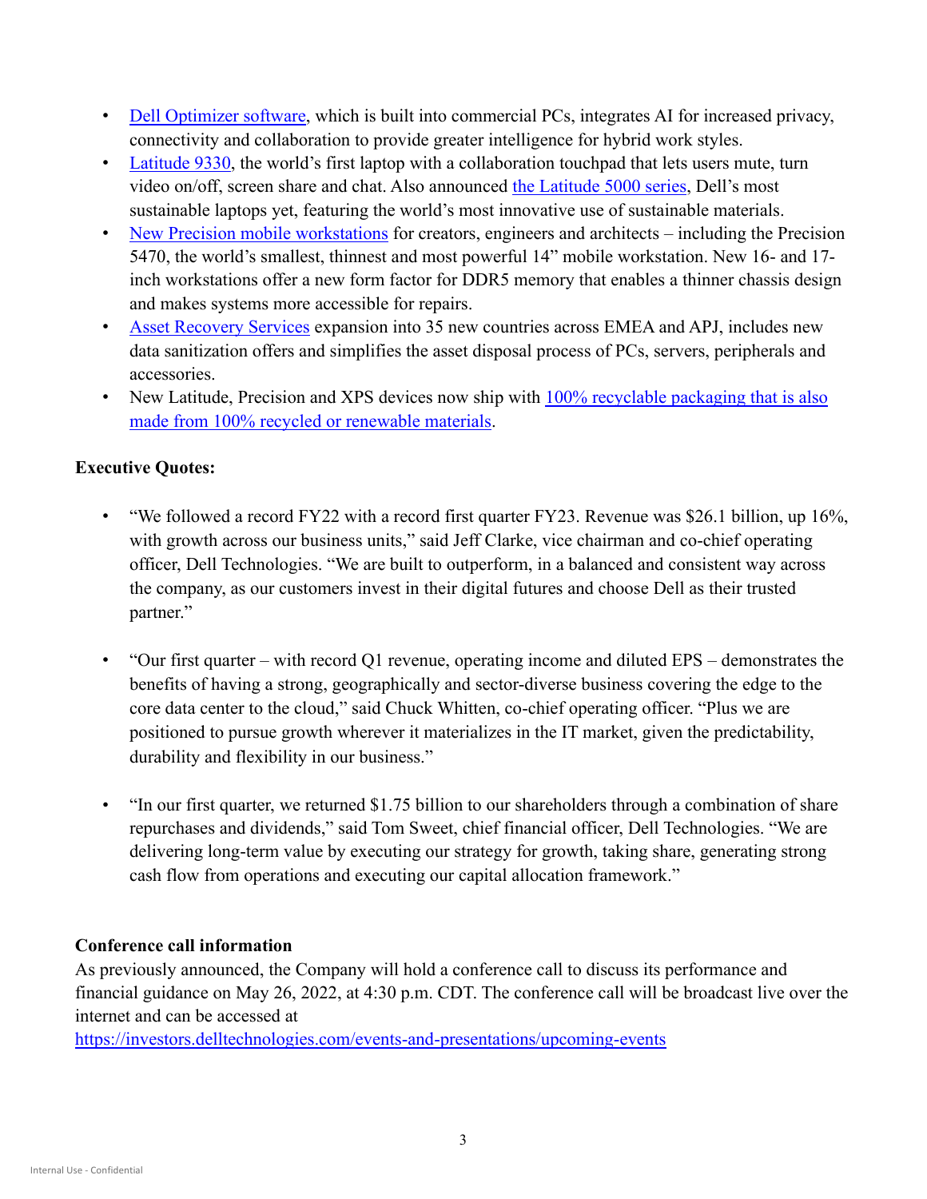- Dell Optimizer software, which is built into commercial PCs, integrates AI for increased privacy, connectivity and collaboration to provide greater intelligence for hybrid work styles.
- Latitude 9330, the world's first laptop with a collaboration touchpad that lets users mute, turn video on/off, screen share and chat. Also announced the Latitude 5000 series, Dell's most sustainable laptops yet, featuring the world's most innovative use of sustainable materials.
- New Precision mobile workstations for creators, engineers and architects – including the Precision 5470, the world's smallest, thinnest and most powerful 14" mobile workstation. New 16- and 17-inch workstations offer a new form factor for DDR5 memory that enables a thinner chassis design and makes systems more accessible for repairs.
- Asset Recovery Services expansion into 35 new countries across EMEA and APJ, includes new data sanitization offers and simplifies the asset disposal process of PCs, servers, peripherals and accessories.
- New Latitude, Precision and XPS devices now ship with 100% recyclable packaging that is also made from 100% recycled or renewable materials.

**Executive Quotes:**

- "We followed a record FY22 with a record first quarter FY23. Revenue was $26.1 billion, up 16%, with growth across our business units," said Jeff Clarke, vice chairman and co-chief operating officer, Dell Technologies. "We are built to outperform, in a balanced and consistent way across the company, as our customers invest in their digital futures and choose Dell as their trusted partner."

- "Our first quarter – with record Q1 revenue, operating income and diluted EPS – demonstrates the benefits of having a strong, geographically and sector-diverse business covering the edge to the core data center to the cloud," said Chuck Whitten, co-chief operating officer. "Plus we are positioned to pursue growth wherever it materializes in the IT market, given the predictability, durability and flexibility in our business."

- "In our first quarter, we returned $1.75 billion to our shareholders through a combination of share repurchases and dividends," said Tom Sweet, chief financial officer, Dell Technologies. "We are delivering long-term value by executing our strategy for growth, taking share, generating strong cash flow from operations and executing our capital allocation framework."

**Conference call information**

As previously announced, the Company will hold a conference call to discuss its performance and financial guidance on May 26, 2022, at 4:30 p.m. CDT. The conference call will be broadcast live over the internet and can be accessed at https://investors.delltechnologies.com/events-and-presentations/upcoming-events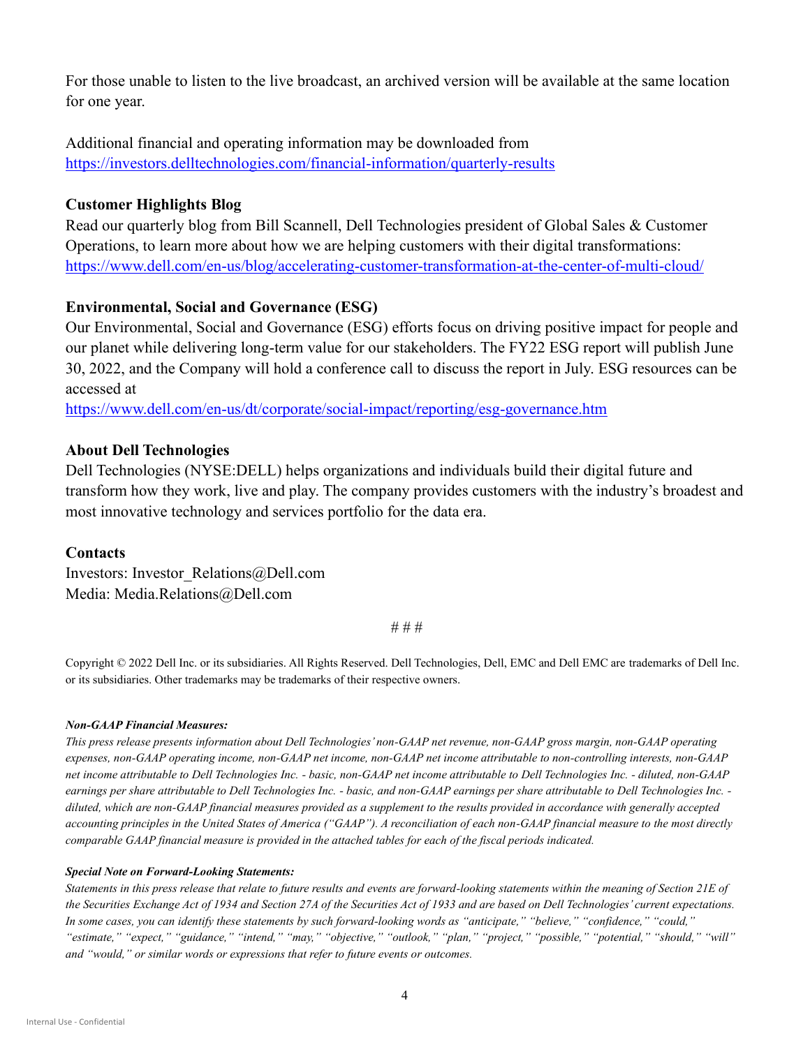For those unable to listen to the live broadcast, an archived version will be available at the same location for one year.

Additional financial and operating information may be downloaded from https://investors.delltechnologies.com/financial-information/quarterly-results

**Customer Highlights Blog**

Read our quarterly blog from Bill Scannell, Dell Technologies president of Global Sales & Customer Operations, to learn more about how we are helping customers with their digital transformations: https://www.dell.com/en-us/blog/accelerating-customer-transformation-at-the-center-of-multi-cloud/

**Environmental, Social and Governance (ESG)**

Our Environmental, Social and Governance (ESG) efforts focus on driving positive impact for people and our planet while delivering long-term value for our stakeholders. The FY22 ESG report will publish June 30, 2022, and the Company will hold a conference call to discuss the report in July. ESG resources can be accessed at https://www.dell.com/en-us/dt/corporate/social-impact/reporting/esg-governance.htm

**About Dell Technologies**

Dell Technologies (NYSE:DELL) helps organizations and individuals build their digital future and transform how they work, live and play. The company provides customers with the industry's broadest and most innovative technology and services portfolio for the data era.

**Contacts**

Investors: Investor_Relations@Dell.com

Media: Media.Relations@Dell.com

# # #

Copyright © 2022 Dell Inc. or its subsidiaries. All Rights Reserved. Dell Technologies, Dell, EMC and Dell EMC are trademarks of Dell Inc. or its subsidiaries. Other trademarks may be trademarks of their respective owners.

***Non-GAAP Financial Measures:***

*This press release presents information about Dell Technologies' non-GAAP net revenue, non-GAAP gross margin, non-GAAP operating expenses, non-GAAP operating income, non-GAAP net income, non-GAAP net income attributable to non-controlling interests, non-GAAP net income attributable to Dell Technologies Inc. - basic, non-GAAP net income attributable to Dell Technologies Inc. - diluted, non-GAAP earnings per share attributable to Dell Technologies Inc. - basic, and non-GAAP earnings per share attributable to Dell Technologies Inc. - diluted, which are non-GAAP financial measures provided as a supplement to the results provided in accordance with generally accepted accounting principles in the United States of America ("GAAP"). A reconciliation of each non-GAAP financial measure to the most directly comparable GAAP financial measure is provided in the attached tables for each of the fiscal periods indicated.*

***Special Note on Forward-Looking Statements:***

*Statements in this press release that relate to future results and events are forward-looking statements within the meaning of Section 21E of the Securities Exchange Act of 1934 and Section 27A of the Securities Act of 1933 and are based on Dell Technologies' current expectations. In some cases, you can identify these statements by such forward-looking words as "anticipate," "believe," "confidence," "could," "estimate," "expect," "guidance," "intend," "may," "objective," "outlook," "plan," "project," "possible," "potential," "should," "will" and "would," or similar words or expressions that refer to future events or outcomes.*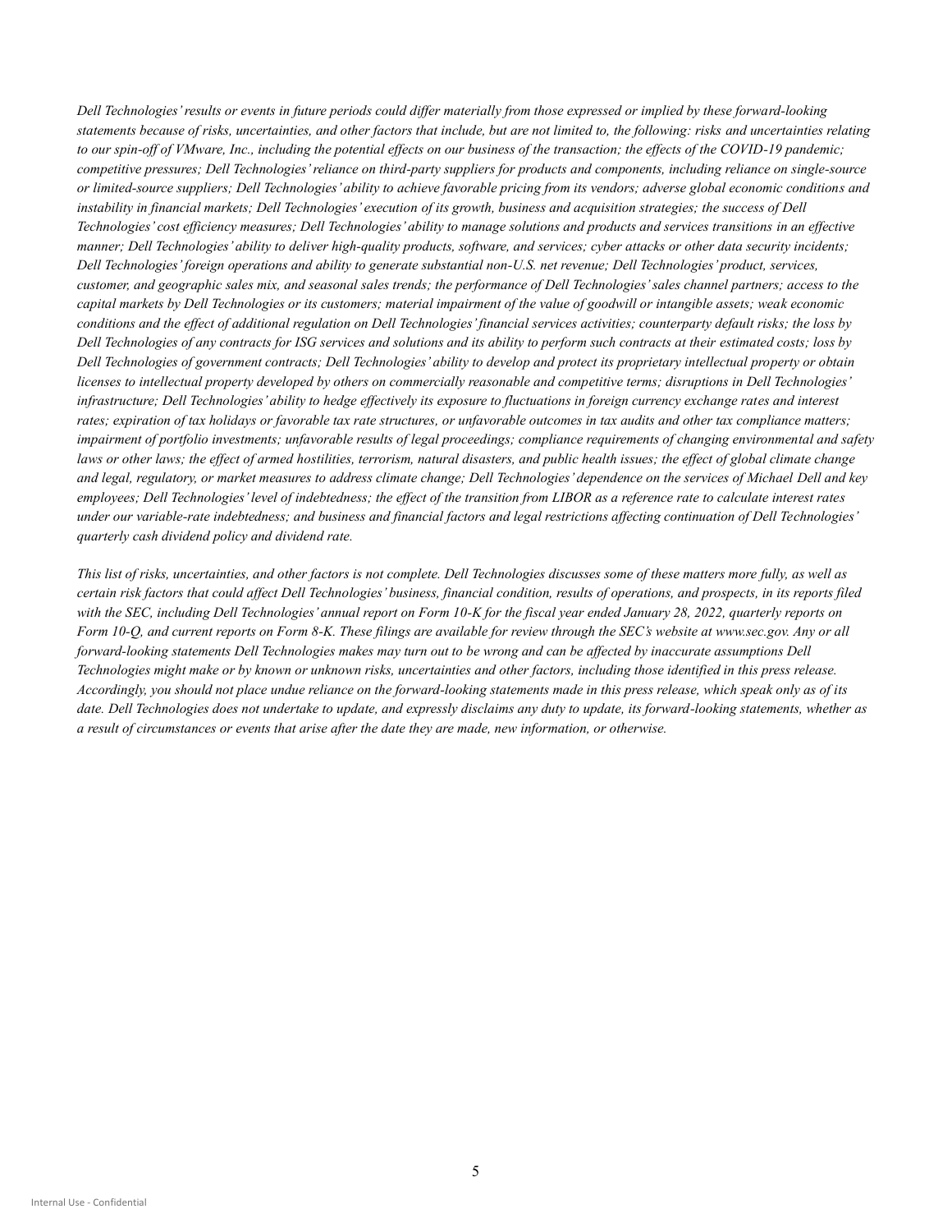*Dell Technologies' results or events in future periods could differ materially from those expressed or implied by these forward-looking statements because of risks, uncertainties, and other factors that include, but are not limited to, the following: risks and uncertainties relating to our spin-off of VMware, Inc., including the potential effects on our business of the transaction; the effects of the COVID-19 pandemic; competitive pressures; Dell Technologies' reliance on third-party suppliers for products and components, including reliance on single-source or limited-source suppliers; Dell Technologies' ability to achieve favorable pricing from its vendors; adverse global economic conditions and instability in financial markets; Dell Technologies' execution of its growth, business and acquisition strategies; the success of Dell Technologies' cost efficiency measures; Dell Technologies' ability to manage solutions and products and services transitions in an effective manner; Dell Technologies' ability to deliver high-quality products, software, and services; cyber attacks or other data security incidents; Dell Technologies' foreign operations and ability to generate substantial non-U.S. net revenue; Dell Technologies' product, services, customer, and geographic sales mix, and seasonal sales trends; the performance of Dell Technologies' sales channel partners; access to the capital markets by Dell Technologies or its customers; material impairment of the value of goodwill or intangible assets; weak economic conditions and the effect of additional regulation on Dell Technologies' financial services activities; counterparty default risks; the loss by Dell Technologies of any contracts for ISG services and solutions and its ability to perform such contracts at their estimated costs; loss by Dell Technologies of government contracts; Dell Technologies' ability to develop and protect its proprietary intellectual property or obtain licenses to intellectual property developed by others on commercially reasonable and competitive terms; disruptions in Dell Technologies' infrastructure; Dell Technologies' ability to hedge effectively its exposure to fluctuations in foreign currency exchange rates and interest rates; expiration of tax holidays or favorable tax rate structures, or unfavorable outcomes in tax audits and other tax compliance matters; impairment of portfolio investments; unfavorable results of legal proceedings; compliance requirements of changing environmental and safety laws or other laws; the effect of armed hostilities, terrorism, natural disasters, and public health issues; the effect of global climate change and legal, regulatory, or market measures to address climate change; Dell Technologies' dependence on the services of Michael Dell and key employees; Dell Technologies' level of indebtedness; the effect of the transition from LIBOR as a reference rate to calculate interest rates under our variable-rate indebtedness; and business and financial factors and legal restrictions affecting continuation of Dell Technologies' quarterly cash dividend policy and dividend rate.*

*This list of risks, uncertainties, and other factors is not complete. Dell Technologies discusses some of these matters more fully, as well as certain risk factors that could affect Dell Technologies' business, financial condition, results of operations, and prospects, in its reports filed with the SEC, including Dell Technologies' annual report on Form 10-K for the fiscal year ended January 28, 2022, quarterly reports on Form 10-Q, and current reports on Form 8-K. These filings are available for review through the SEC's website at www.sec.gov. Any or all forward-looking statements Dell Technologies makes may turn out to be wrong and can be affected by inaccurate assumptions Dell Technologies might make or by known or unknown risks, uncertainties and other factors, including those identified in this press release. Accordingly, you should not place undue reliance on the forward-looking statements made in this press release, which speak only as of its date. Dell Technologies does not undertake to update, and expressly disclaims any duty to update, its forward-looking statements, whether as a result of circumstances or events that arise after the date they are made, new information, or otherwise.*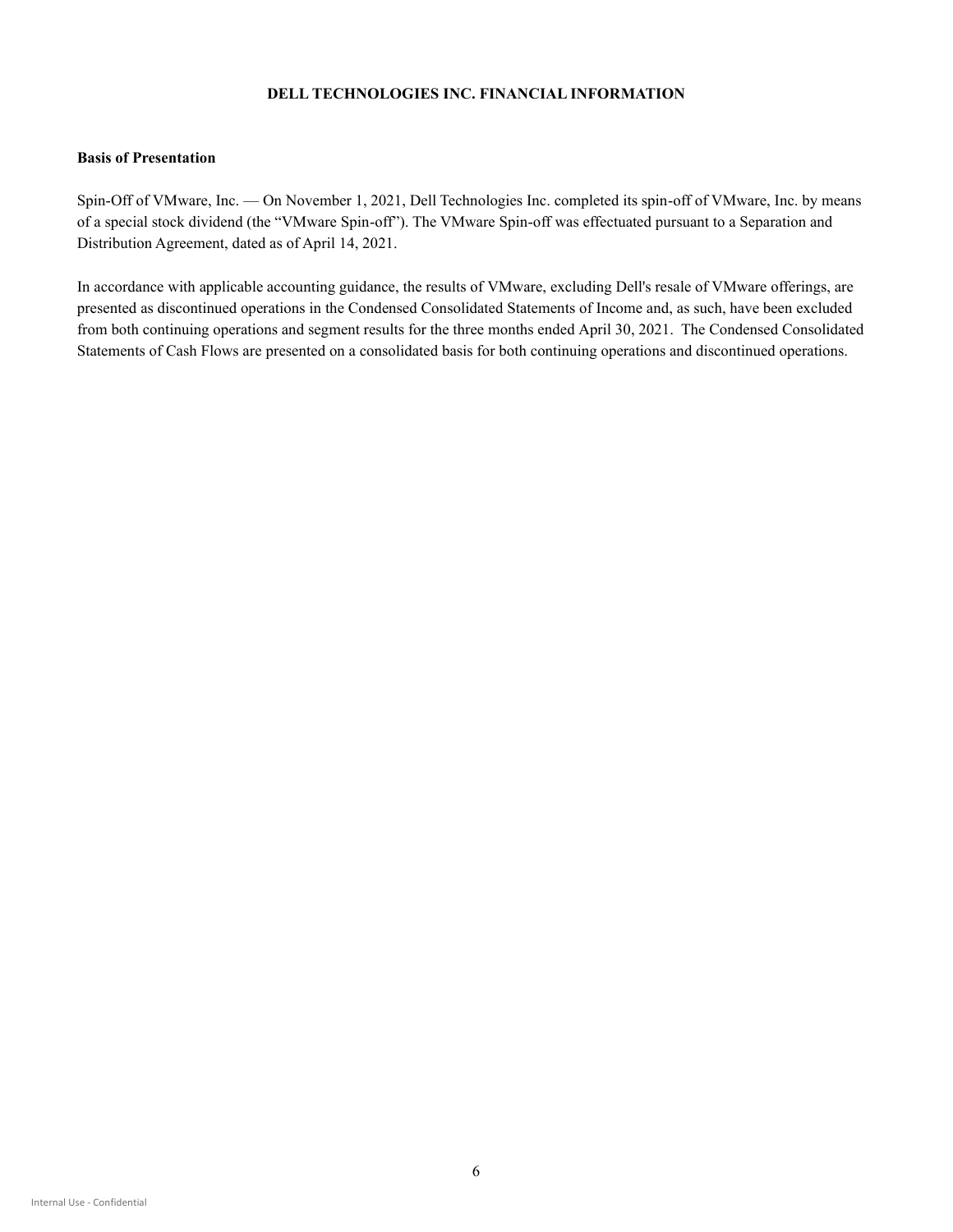# DELL TECHNOLOGIES INC. FINANCIAL INFORMATION

**Basis of Presentation**

Spin-Off of VMware, Inc. — On November 1, 2021, Dell Technologies Inc. completed its spin-off of VMware, Inc. by means of a special stock dividend (the "VMware Spin-off"). The VMware Spin-off was effectuated pursuant to a Separation and Distribution Agreement, dated as of April 14, 2021.

In accordance with applicable accounting guidance, the results of VMware, excluding Dell's resale of VMware offerings, are presented as discontinued operations in the Condensed Consolidated Statements of Income and, as such, have been excluded from both continuing operations and segment results for the three months ended April 30, 2021. The Condensed Consolidated Statements of Cash Flows are presented on a consolidated basis for both continuing operations and discontinued operations.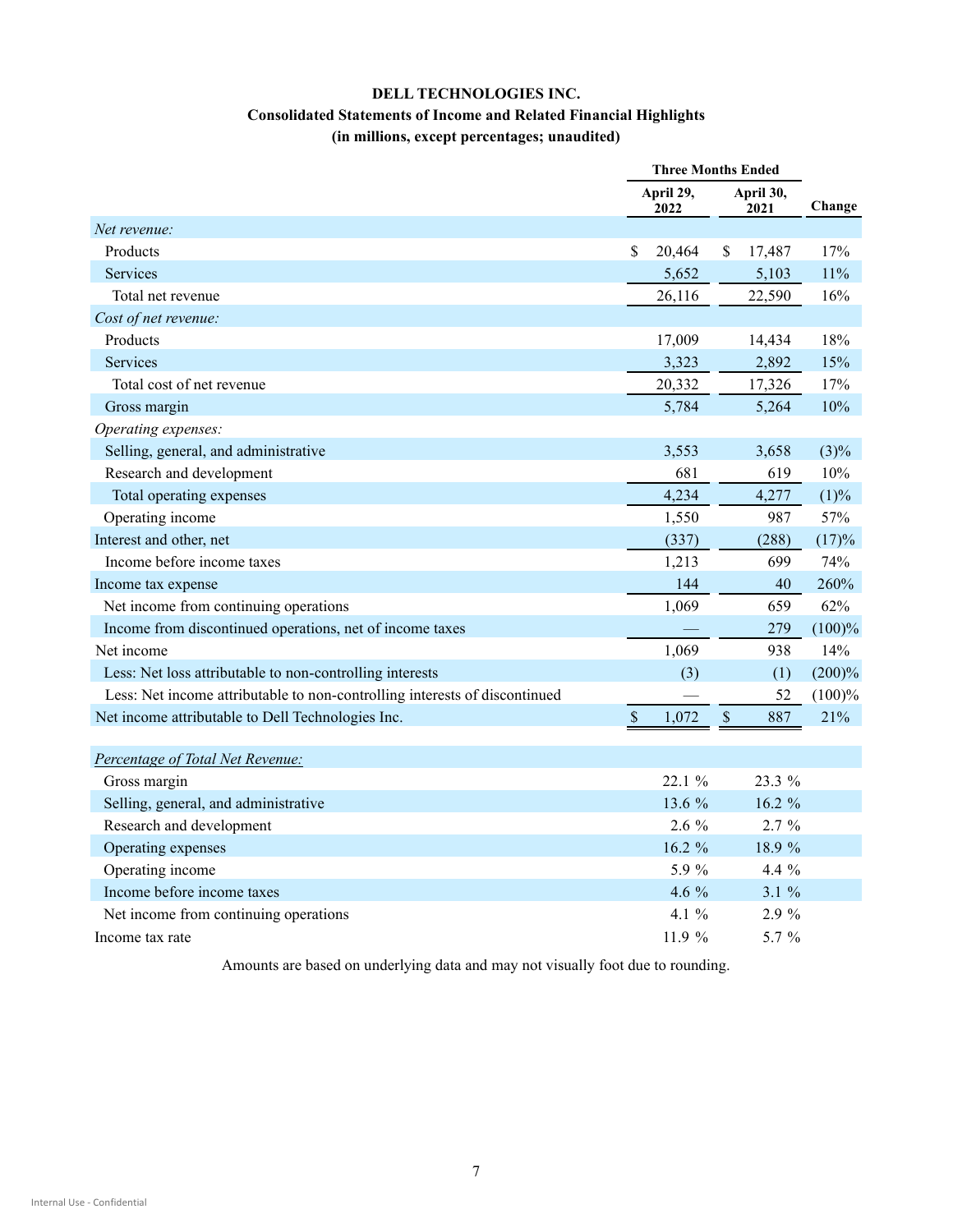# DELL TECHNOLOGIES INC.

## Consolidated Statements of Income and Related Financial Highlights

### (in millions, except percentages; unaudited)

| | Three Months Ended | | |
|---|---|---|---|
| | April 29, 2022 | April 30, 2021 | Change |
| *Net revenue:* | | | |
| Products | $ 20,464 | $ 17,487 | 17% |
| Services | 5,652 | 5,103 | 11% |
| Total net revenue | 26,116 | 22,590 | 16% |
| *Cost of net revenue:* | | | |
| Products | 17,009 | 14,434 | 18% |
| Services | 3,323 | 2,892 | 15% |
| Total cost of net revenue | 20,332 | 17,326 | 17% |
| Gross margin | 5,784 | 5,264 | 10% |
| *Operating expenses:* | | | |
| Selling, general, and administrative | 3,553 | 3,658 | (3)% |
| Research and development | 681 | 619 | 10% |
| Total operating expenses | 4,234 | 4,277 | (1)% |
| Operating income | 1,550 | 987 | 57% |
| Interest and other, net | (337) | (288) | (17)% |
| Income before income taxes | 1,213 | 699 | 74% |
| Income tax expense | 144 | 40 | 260% |
| Net income from continuing operations | 1,069 | 659 | 62% |
| Income from discontinued operations, net of income taxes | — | 279 | (100)% |
| Net income | 1,069 | 938 | 14% |
| Less: Net loss attributable to non-controlling interests | (3) | (1) | (200)% |
| Less: Net income attributable to non-controlling interests of discontinued | — | 52 | (100)% |
| Net income attributable to Dell Technologies Inc. | $ 1,072 | $ 887 | 21% |
| | | | |
| *Percentage of Total Net Revenue:* | | | |
| Gross margin | 22.1 % | 23.3 % | |
| Selling, general, and administrative | 13.6 % | 16.2 % | |
| Research and development | 2.6 % | 2.7 % | |
| Operating expenses | 16.2 % | 18.9 % | |
| Operating income | 5.9 % | 4.4 % | |
| Income before income taxes | 4.6 % | 3.1 % | |
| Net income from continuing operations | 4.1 % | 2.9 % | |
| Income tax rate | 11.9 % | 5.7 % | |

Amounts are based on underlying data and may not visually foot due to rounding.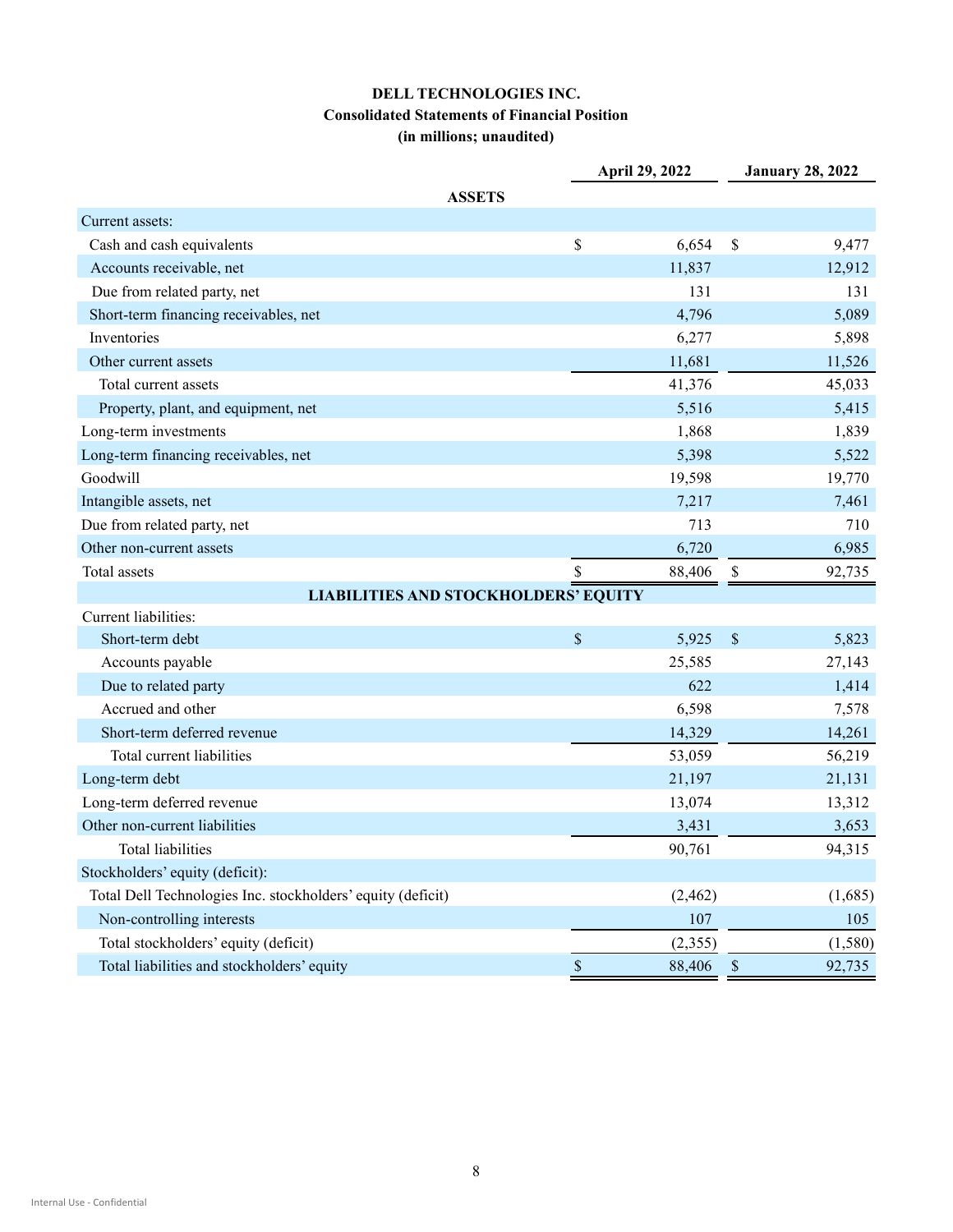**DELL TECHNOLOGIES INC.**
**Consolidated Statements of Financial Position**
**(in millions; unaudited)**

| | April 29, 2022 | January 28, 2022 |
|---|---|---|
| **ASSETS** | | |
| Current assets: | | |
| Cash and cash equivalents | $ 6,654 | $ 9,477 |
| Accounts receivable, net | 11,837 | 12,912 |
| Due from related party, net | 131 | 131 |
| Short-term financing receivables, net | 4,796 | 5,089 |
| Inventories | 6,277 | 5,898 |
| Other current assets | 11,681 | 11,526 |
| Total current assets | 41,376 | 45,033 |
| Property, plant, and equipment, net | 5,516 | 5,415 |
| Long-term investments | 1,868 | 1,839 |
| Long-term financing receivables, net | 5,398 | 5,522 |
| Goodwill | 19,598 | 19,770 |
| Intangible assets, net | 7,217 | 7,461 |
| Due from related party, net | 713 | 710 |
| Other non-current assets | 6,720 | 6,985 |
| Total assets | $ 88,406 | $ 92,735 |
| **LIABILITIES AND STOCKHOLDERS' EQUITY** | | |
| Current liabilities: | | |
| Short-term debt | $ 5,925 | $ 5,823 |
| Accounts payable | 25,585 | 27,143 |
| Due to related party | 622 | 1,414 |
| Accrued and other | 6,598 | 7,578 |
| Short-term deferred revenue | 14,329 | 14,261 |
| Total current liabilities | 53,059 | 56,219 |
| Long-term debt | 21,197 | 21,131 |
| Long-term deferred revenue | 13,074 | 13,312 |
| Other non-current liabilities | 3,431 | 3,653 |
| Total liabilities | 90,761 | 94,315 |
| Stockholders' equity (deficit): | | |
| Total Dell Technologies Inc. stockholders' equity (deficit) | (2,462) | (1,685) |
| Non-controlling interests | 107 | 105 |
| Total stockholders' equity (deficit) | (2,355) | (1,580) |
| Total liabilities and stockholders' equity | $ 88,406 | $ 92,735 |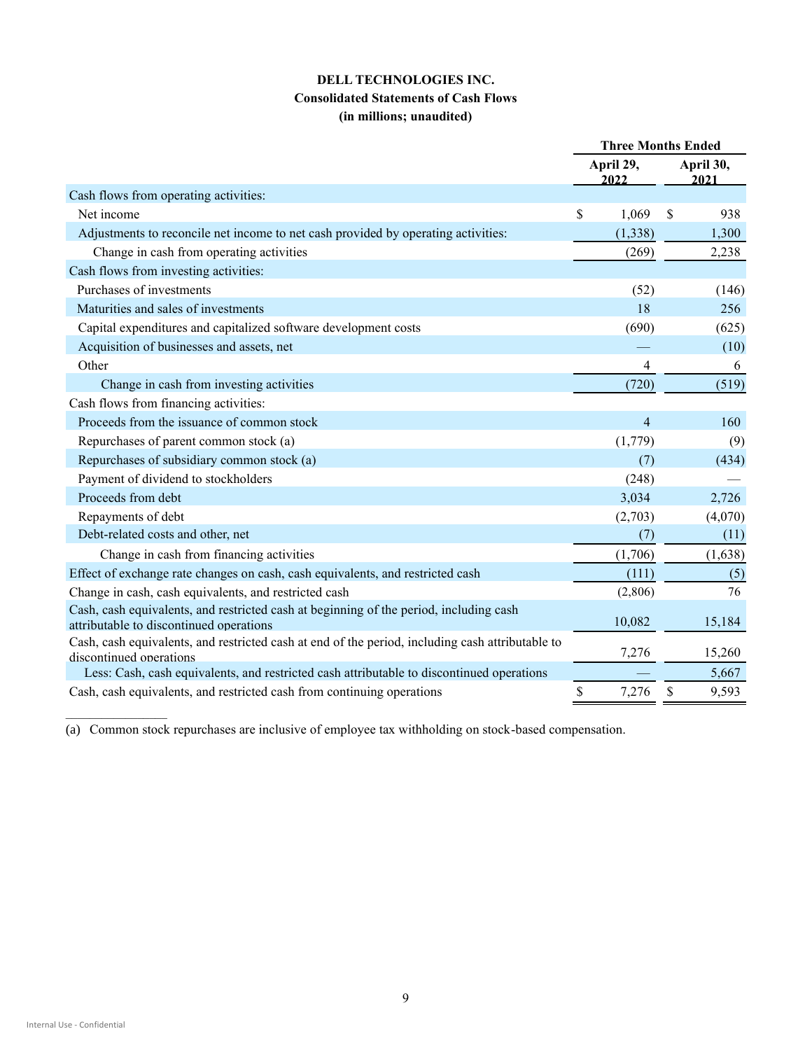**DELL TECHNOLOGIES INC.**
**Consolidated Statements of Cash Flows**
**(in millions; unaudited)**

| | Three Months Ended | |
|---|---|---|
| | April 29, 2022 | April 30, 2021 |
| Cash flows from operating activities: | | |
| Net income | $ 1,069 | $ 938 |
| Adjustments to reconcile net income to net cash provided by operating activities: | (1,338) | 1,300 |
| Change in cash from operating activities | (269) | 2,238 |
| Cash flows from investing activities: | | |
| Purchases of investments | (52) | (146) |
| Maturities and sales of investments | 18 | 256 |
| Capital expenditures and capitalized software development costs | (690) | (625) |
| Acquisition of businesses and assets, net | — | (10) |
| Other | 4 | 6 |
| Change in cash from investing activities | (720) | (519) |
| Cash flows from financing activities: | | |
| Proceeds from the issuance of common stock | 4 | 160 |
| Repurchases of parent common stock (a) | (1,779) | (9) |
| Repurchases of subsidiary common stock (a) | (7) | (434) |
| Payment of dividend to stockholders | (248) | — |
| Proceeds from debt | 3,034 | 2,726 |
| Repayments of debt | (2,703) | (4,070) |
| Debt-related costs and other, net | (7) | (11) |
| Change in cash from financing activities | (1,706) | (1,638) |
| Effect of exchange rate changes on cash, cash equivalents, and restricted cash | (111) | (5) |
| Change in cash, cash equivalents, and restricted cash | (2,806) | 76 |
| Cash, cash equivalents, and restricted cash at beginning of the period, including cash attributable to discontinued operations | 10,082 | 15,184 |
| Cash, cash equivalents, and restricted cash at end of the period, including cash attributable to discontinued operations | 7,276 | 15,260 |
| Less: Cash, cash equivalents, and restricted cash attributable to discontinued operations | — | 5,667 |
| Cash, cash equivalents, and restricted cash from continuing operations | $ 7,276 | $ 9,593 |

(a) Common stock repurchases are inclusive of employee tax withholding on stock-based compensation.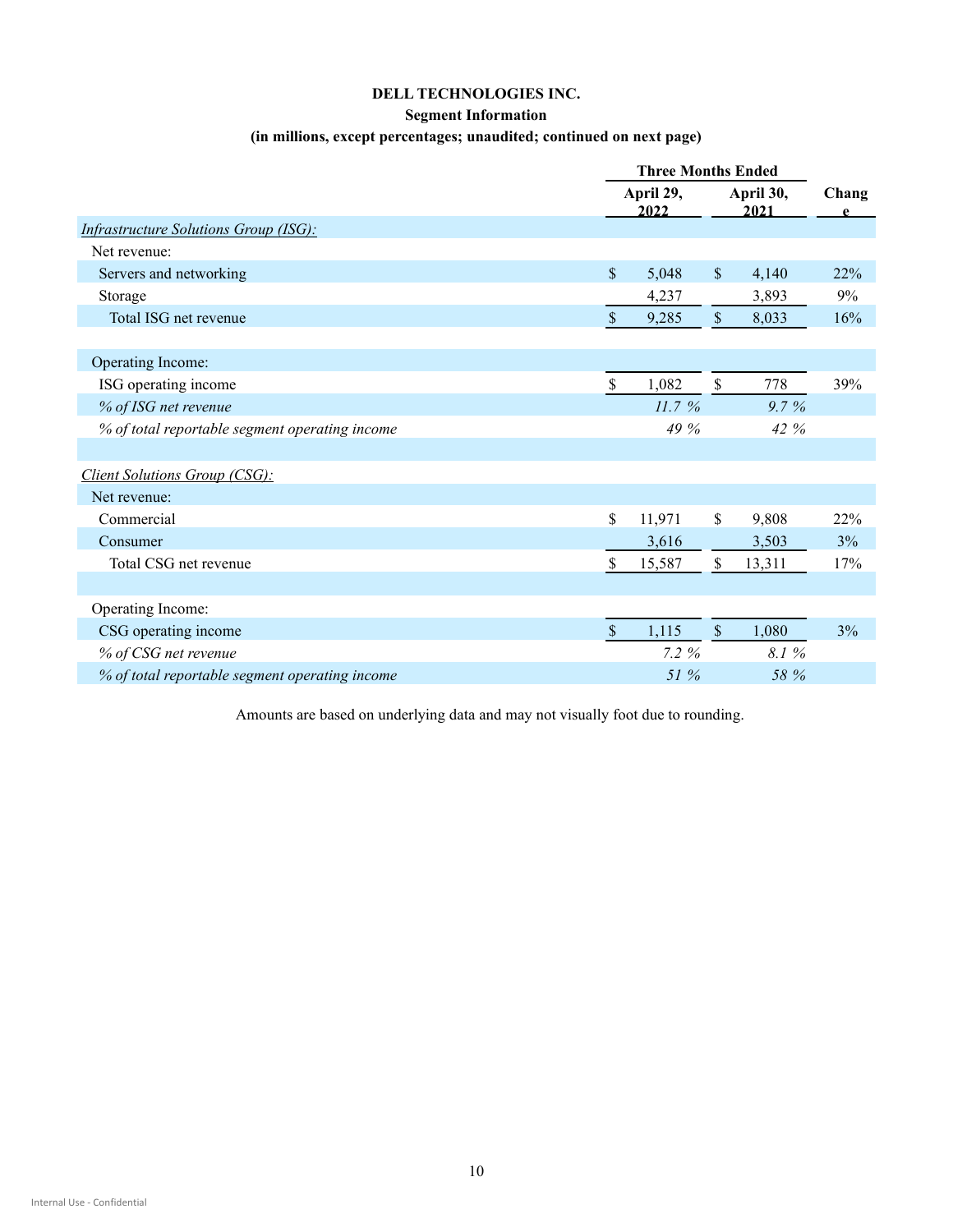**DELL TECHNOLOGIES INC.**

**Segment Information**

**(in millions, except percentages; unaudited; continued on next page)**

| | Three Months Ended | | |
|---|---|---|---|
| | April 29, 2022 | April 30, 2021 | Change |
| *Infrastructure Solutions Group (ISG):* | | | |
| Net revenue: | | | |
| Servers and networking | $ 5,048 | $ 4,140 | 22% |
| Storage | 4,237 | 3,893 | 9% |
| Total ISG net revenue | $ 9,285 | $ 8,033 | 16% |
| | | | |
| Operating Income: | | | |
| ISG operating income | $ 1,082 | $ 778 | 39% |
| *% of ISG net revenue* | *11.7 %* | *9.7 %* | |
| *% of total reportable segment operating income* | *49 %* | *42 %* | |
| | | | |
| *Client Solutions Group (CSG):* | | | |
| Net revenue: | | | |
| Commercial | $ 11,971 | $ 9,808 | 22% |
| Consumer | 3,616 | 3,503 | 3% |
| Total CSG net revenue | $ 15,587 | $ 13,311 | 17% |
| | | | |
| Operating Income: | | | |
| CSG operating income | $ 1,115 | $ 1,080 | 3% |
| *% of CSG net revenue* | *7.2 %* | *8.1 %* | |
| *% of total reportable segment operating income* | *51 %* | *58 %* | |

Amounts are based on underlying data and may not visually foot due to rounding.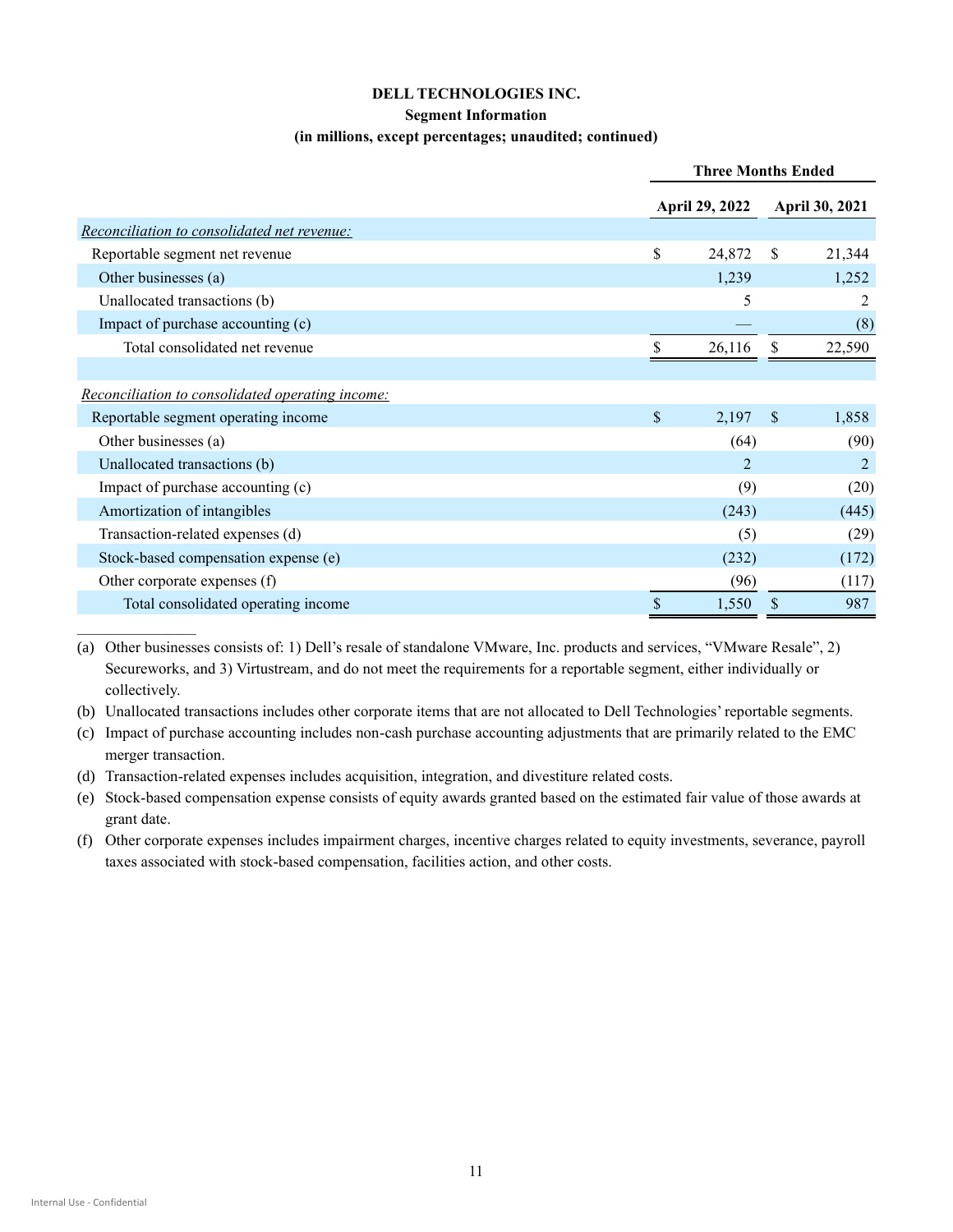**DELL TECHNOLOGIES INC.**

**Segment Information**

**(in millions, except percentages; unaudited; continued)**

| | Three Months Ended | |
|---|---|---|
| | April 29, 2022 | April 30, 2021 |
| *Reconciliation to consolidated net revenue:* | | |
| Reportable segment net revenue | $ 24,872 | $ 21,344 |
| Other businesses (a) | 1,239 | 1,252 |
| Unallocated transactions (b) | 5 | 2 |
| Impact of purchase accounting (c) | — | (8) |
| Total consolidated net revenue | $ 26,116 | $ 22,590 |
| | | |
| *Reconciliation to consolidated operating income:* | | |
| Reportable segment operating income | $ 2,197 | $ 1,858 |
| Other businesses (a) | (64) | (90) |
| Unallocated transactions (b) | 2 | 2 |
| Impact of purchase accounting (c) | (9) | (20) |
| Amortization of intangibles | (243) | (445) |
| Transaction-related expenses (d) | (5) | (29) |
| Stock-based compensation expense (e) | (232) | (172) |
| Other corporate expenses (f) | (96) | (117) |
| Total consolidated operating income | $ 1,550 | $ 987 |

(a) Other businesses consists of: 1) Dell's resale of standalone VMware, Inc. products and services, "VMware Resale", 2) Secureworks, and 3) Virtustream, and do not meet the requirements for a reportable segment, either individually or collectively.

(b) Unallocated transactions includes other corporate items that are not allocated to Dell Technologies' reportable segments.

(c) Impact of purchase accounting includes non-cash purchase accounting adjustments that are primarily related to the EMC merger transaction.

(d) Transaction-related expenses includes acquisition, integration, and divestiture related costs.

(e) Stock-based compensation expense consists of equity awards granted based on the estimated fair value of those awards at grant date.

(f) Other corporate expenses includes impairment charges, incentive charges related to equity investments, severance, payroll taxes associated with stock-based compensation, facilities action, and other costs.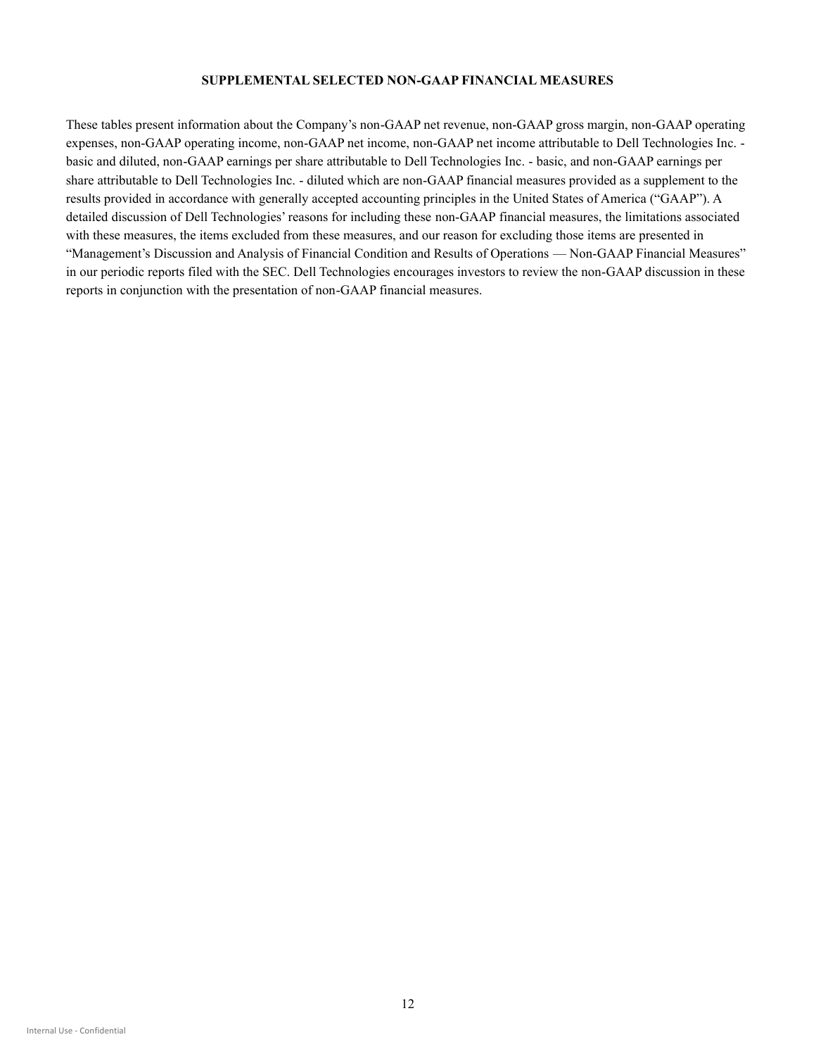## SUPPLEMENTAL SELECTED NON-GAAP FINANCIAL MEASURES

These tables present information about the Company's non-GAAP net revenue, non-GAAP gross margin, non-GAAP operating expenses, non-GAAP operating income, non-GAAP net income, non-GAAP net income attributable to Dell Technologies Inc. - basic and diluted, non-GAAP earnings per share attributable to Dell Technologies Inc. - basic, and non-GAAP earnings per share attributable to Dell Technologies Inc. - diluted which are non-GAAP financial measures provided as a supplement to the results provided in accordance with generally accepted accounting principles in the United States of America ("GAAP"). A detailed discussion of Dell Technologies' reasons for including these non-GAAP financial measures, the limitations associated with these measures, the items excluded from these measures, and our reason for excluding those items are presented in "Management's Discussion and Analysis of Financial Condition and Results of Operations — Non-GAAP Financial Measures" in our periodic reports filed with the SEC. Dell Technologies encourages investors to review the non-GAAP discussion in these reports in conjunction with the presentation of non-GAAP financial measures.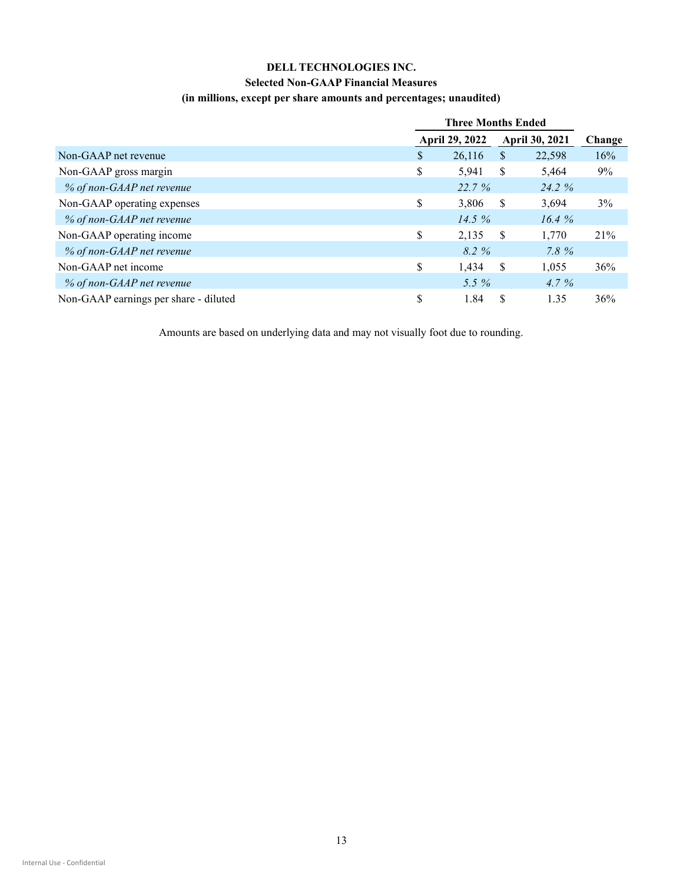**DELL TECHNOLOGIES INC.**

**Selected Non-GAAP Financial Measures**

**(in millions, except per share amounts and percentages; unaudited)**

| | Three Months Ended | | |
|---|---|---|---|
| | April 29, 2022 | April 30, 2021 | Change |
| Non-GAAP net revenue | $ 26,116 | $ 22,598 | 16% |
| Non-GAAP gross margin | $ 5,941 | $ 5,464 | 9% |
| *% of non-GAAP net revenue* | *22.7 %* | *24.2 %* | |
| Non-GAAP operating expenses | $ 3,806 | $ 3,694 | 3% |
| *% of non-GAAP net revenue* | *14.5 %* | *16.4 %* | |
| Non-GAAP operating income | $ 2,135 | $ 1,770 | 21% |
| *% of non-GAAP net revenue* | *8.2 %* | *7.8 %* | |
| Non-GAAP net income | $ 1,434 | $ 1,055 | 36% |
| *% of non-GAAP net revenue* | *5.5 %* | *4.7 %* | |
| Non-GAAP earnings per share - diluted | $ 1.84 | $ 1.35 | 36% |

Amounts are based on underlying data and may not visually foot due to rounding.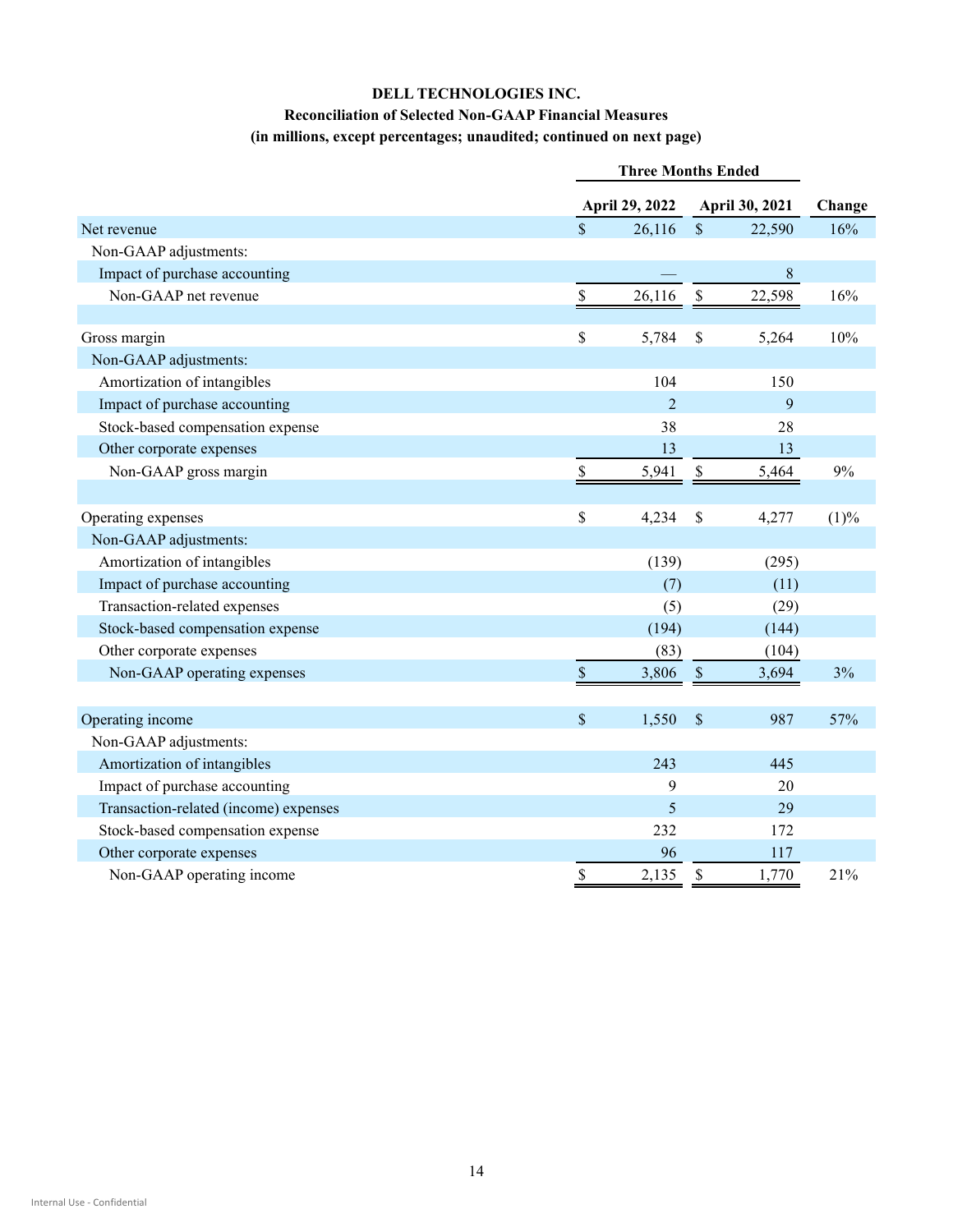**DELL TECHNOLOGIES INC.**

**Reconciliation of Selected Non-GAAP Financial Measures**

**(in millions, except percentages; unaudited; continued on next page)**

| | Three Months Ended | | |
|---|---|---|---|
| | April 29, 2022 | April 30, 2021 | Change |
| Net revenue | $ 26,116 | $ 22,590 | 16% |
| Non-GAAP adjustments: | | | |
| Impact of purchase accounting | — | 8 | |
| Non-GAAP net revenue | $ 26,116 | $ 22,598 | 16% |
| | | | |
| Gross margin | $ 5,784 | $ 5,264 | 10% |
| Non-GAAP adjustments: | | | |
| Amortization of intangibles | 104 | 150 | |
| Impact of purchase accounting | 2 | 9 | |
| Stock-based compensation expense | 38 | 28 | |
| Other corporate expenses | 13 | 13 | |
| Non-GAAP gross margin | $ 5,941 | $ 5,464 | 9% |
| | | | |
| Operating expenses | $ 4,234 | $ 4,277 | (1)% |
| Non-GAAP adjustments: | | | |
| Amortization of intangibles | (139) | (295) | |
| Impact of purchase accounting | (7) | (11) | |
| Transaction-related expenses | (5) | (29) | |
| Stock-based compensation expense | (194) | (144) | |
| Other corporate expenses | (83) | (104) | |
| Non-GAAP operating expenses | $ 3,806 | $ 3,694 | 3% |
| | | | |
| Operating income | $ 1,550 | $ 987 | 57% |
| Non-GAAP adjustments: | | | |
| Amortization of intangibles | 243 | 445 | |
| Impact of purchase accounting | 9 | 20 | |
| Transaction-related (income) expenses | 5 | 29 | |
| Stock-based compensation expense | 232 | 172 | |
| Other corporate expenses | 96 | 117 | |
| Non-GAAP operating income | $ 2,135 | $ 1,770 | 21% |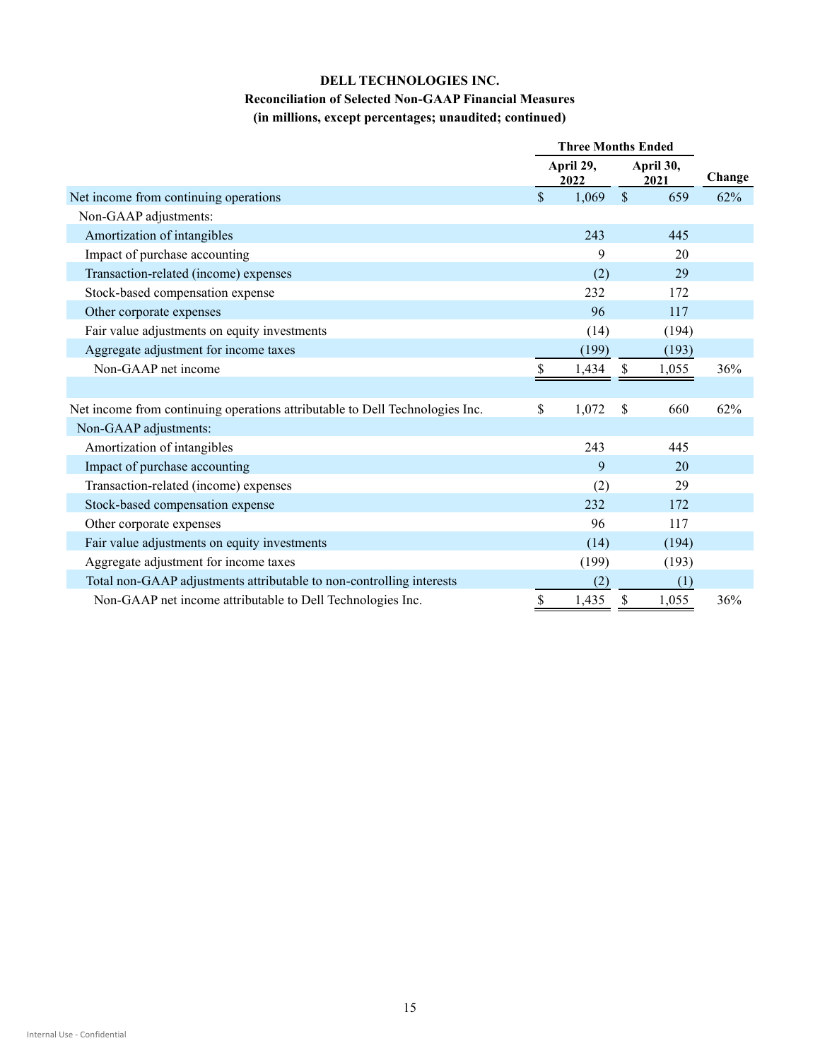**DELL TECHNOLOGIES INC.**

**Reconciliation of Selected Non-GAAP Financial Measures**

**(in millions, except percentages; unaudited; continued)**

| | Three Months Ended | | |
|---|---|---|---|
| | April 29, 2022 | April 30, 2021 | Change |
| Net income from continuing operations | $ 1,069 | $ 659 | 62% |
| Non-GAAP adjustments: | | | |
| Amortization of intangibles | 243 | 445 | |
| Impact of purchase accounting | 9 | 20 | |
| Transaction-related (income) expenses | (2) | 29 | |
| Stock-based compensation expense | 232 | 172 | |
| Other corporate expenses | 96 | 117 | |
| Fair value adjustments on equity investments | (14) | (194) | |
| Aggregate adjustment for income taxes | (199) | (193) | |
| Non-GAAP net income | $ 1,434 | $ 1,055 | 36% |
| | | | |
| Net income from continuing operations attributable to Dell Technologies Inc. | $ 1,072 | $ 660 | 62% |
| Non-GAAP adjustments: | | | |
| Amortization of intangibles | 243 | 445 | |
| Impact of purchase accounting | 9 | 20 | |
| Transaction-related (income) expenses | (2) | 29 | |
| Stock-based compensation expense | 232 | 172 | |
| Other corporate expenses | 96 | 117 | |
| Fair value adjustments on equity investments | (14) | (194) | |
| Aggregate adjustment for income taxes | (199) | (193) | |
| Total non-GAAP adjustments attributable to non-controlling interests | (2) | (1) | |
| Non-GAAP net income attributable to Dell Technologies Inc. | $ 1,435 | $ 1,055 | 36% |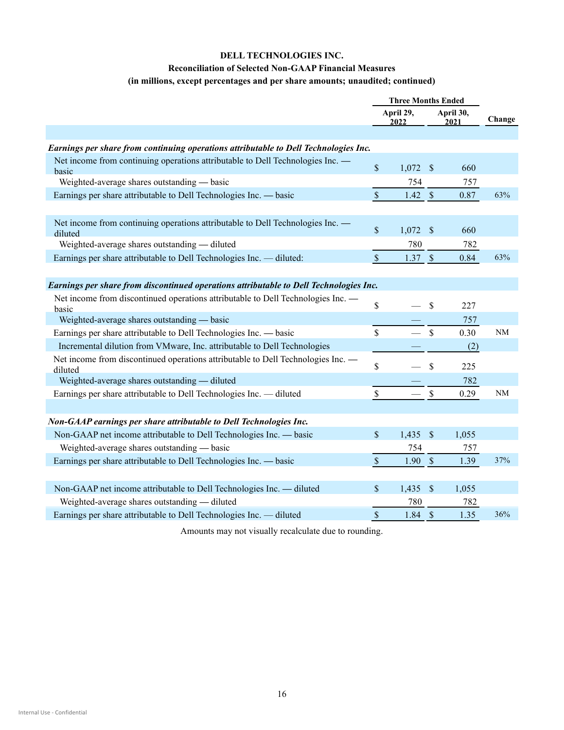**DELL TECHNOLOGIES INC.**

**Reconciliation of Selected Non-GAAP Financial Measures**

**(in millions, except percentages and per share amounts; unaudited; continued)**

| | Three Months Ended | | |
|---|---|---|---|
| | April 29, 2022 | April 30, 2021 | Change |
| ***Earnings per share from continuing operations attributable to Dell Technologies Inc.*** | | | |
| Net income from continuing operations attributable to Dell Technologies Inc. — basic | $ 1,072 | $ 660 | |
| Weighted-average shares outstanding — basic | 754 | 757 | |
| Earnings per share attributable to Dell Technologies Inc. — basic | $ 1.42 | $ 0.87 | 63% |
| | | | |
| Net income from continuing operations attributable to Dell Technologies Inc. — diluted | $ 1,072 | $ 660 | |
| Weighted-average shares outstanding — diluted | 780 | 782 | |
| Earnings per share attributable to Dell Technologies Inc. — diluted: | $ 1.37 | $ 0.84 | 63% |
| | | | |
| ***Earnings per share from discontinued operations attributable to Dell Technologies Inc.*** | | | |
| Net income from discontinued operations attributable to Dell Technologies Inc. — basic | $ — | $ 227 | |
| Weighted-average shares outstanding — basic | — | 757 | |
| Earnings per share attributable to Dell Technologies Inc. — basic | $ — | $ 0.30 | NM |
| Incremental dilution from VMware, Inc. attributable to Dell Technologies | — | (2) | |
| Net income from discontinued operations attributable to Dell Technologies Inc. — diluted | $ — | $ 225 | |
| Weighted-average shares outstanding — diluted | — | 782 | |
| Earnings per share attributable to Dell Technologies Inc. — diluted | $ — | $ 0.29 | NM |
| | | | |
| ***Non-GAAP earnings per share attributable to Dell Technologies Inc.*** | | | |
| Non-GAAP net income attributable to Dell Technologies Inc. — basic | $ 1,435 | $ 1,055 | |
| Weighted-average shares outstanding — basic | 754 | 757 | |
| Earnings per share attributable to Dell Technologies Inc. — basic | $ 1.90 | $ 1.39 | 37% |
| | | | |
| Non-GAAP net income attributable to Dell Technologies Inc. — diluted | $ 1,435 | $ 1,055 | |
| Weighted-average shares outstanding — diluted | 780 | 782 | |
| Earnings per share attributable to Dell Technologies Inc. — diluted | $ 1.84 | $ 1.35 | 36% |

Amounts may not visually recalculate due to rounding.